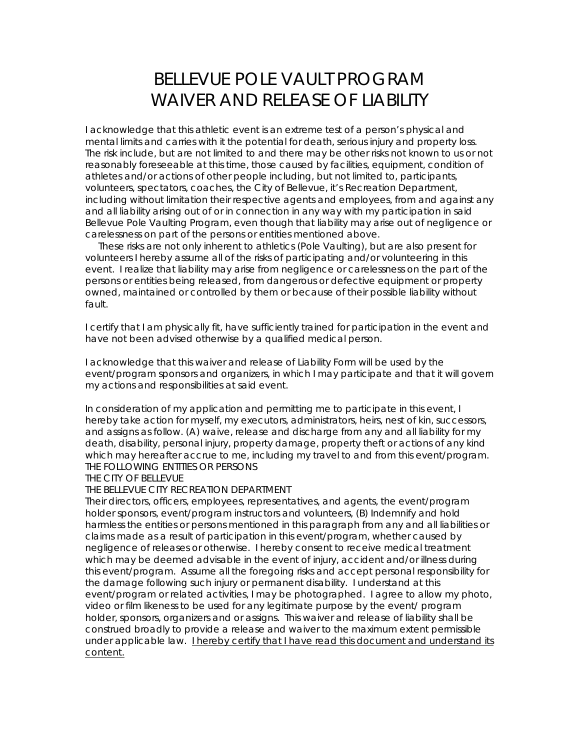# BELLEVUE POLE VAULT PROGRAM
# WAIVER AND RELEASE OF LIABILITY

I acknowledge that this athletic event is an extreme test of a person's physical and mental limits and carries with it the potential for death, serious injury and property loss. The risk include, but are not limited to and there may be other risks not known to us or not reasonably foreseeable at this time, those caused by facilities, equipment, condition of athletes and/or actions of other people including, but not limited to, participants, volunteers, spectators, coaches, the City of Bellevue, it's Recreation Department, including without limitation their respective agents and employees, from and against any and all liability arising out of or in connection in any way with my participation in said Bellevue Pole Vaulting Program, even though that liability may arise out of negligence or carelessness on part of the persons or entities mentioned above.

These risks are not only inherent to athletics (Pole Vaulting), but are also present for volunteers I hereby assume all of the risks of participating and/or volunteering in this event. I realize that liability may arise from negligence or carelessness on the part of the persons or entities being released, from dangerous or defective equipment or property owned, maintained or controlled by them or because of their possible liability without fault.

I certify that I am physically fit, have sufficiently trained for participation in the event and have not been advised otherwise by a qualified medical person.

I acknowledge that this waiver and release of Liability Form will be used by the event/program sponsors and organizers, in which I may participate and that it will govern my actions and responsibilities at said event.

In consideration of my application and permitting me to participate in this event, I hereby take action for myself, my executors, administrators, heirs, nest of kin, successors, and assigns as follow. (A) waive, release and discharge from any and all liability for my death, disability, personal injury, property damage, property theft or actions of any kind which may hereafter accrue to me, including my travel to and from this event/program.
THE FOLLOWING ENTITIES OR PERSONS
THE CITY OF BELLEVUE
THE BELLEVUE CITY RECREATION DEPARTMENT
Their directors, officers, employees, representatives, and agents, the event/program holder sponsors, event/program instructors and volunteers, (B) Indemnify and hold harmless the entities or persons mentioned in this paragraph from any and all liabilities or claims made as a result of participation in this event/program, whether caused by negligence of releases or otherwise. I hereby consent to receive medical treatment which may be deemed advisable in the event of injury, accident and/or illness during this event/program. Assume all the foregoing risks and accept personal responsibility for the damage following such injury or permanent disability. I understand at this event/program or related activities, I may be photographed. I agree to allow my photo, video or film likeness to be used for any legitimate purpose by the event/ program holder, sponsors, organizers and or assigns. This waiver and release of liability shall be construed broadly to provide a release and waiver to the maximum extent permissible under applicable law. <u>I hereby certify that I have read this document and understand its content.</u>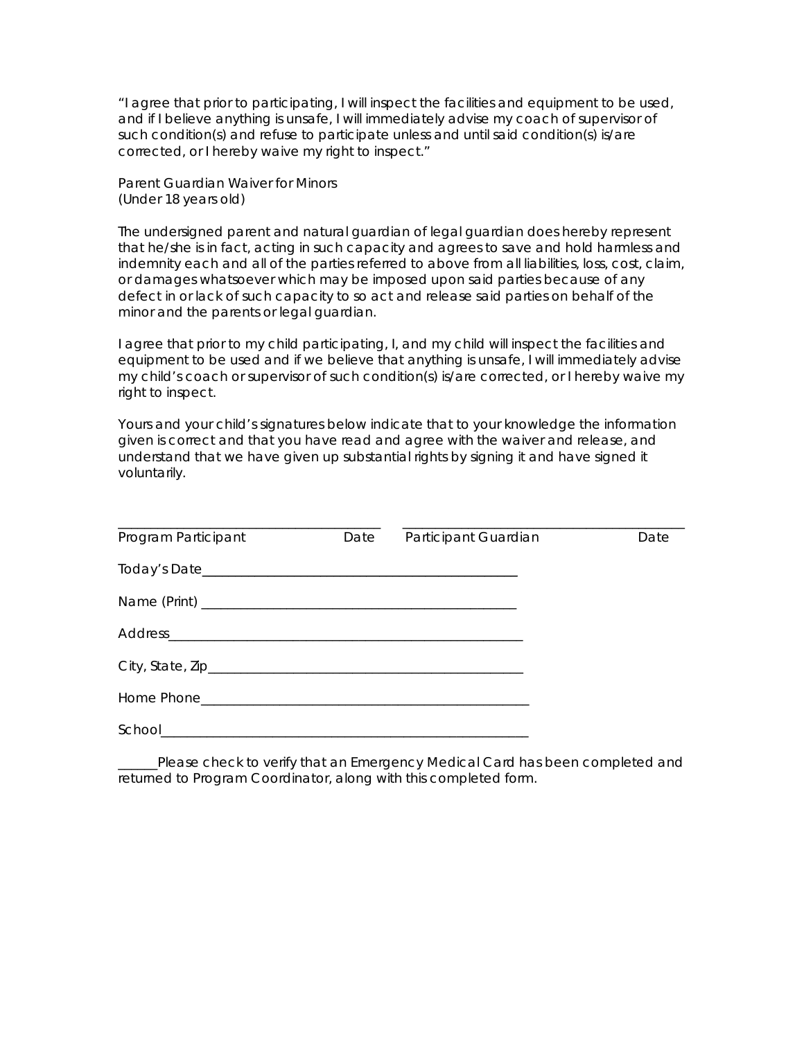"I agree that prior to participating, I will inspect the facilities and equipment to be used, and if I believe anything is unsafe, I will immediately advise my coach of supervisor of such condition(s) and refuse to participate unless and until said condition(s) is/are corrected, or I hereby waive my right to inspect."

Parent Guardian Waiver for Minors
(Under 18 years old)

The undersigned parent and natural guardian of legal guardian does hereby represent that he/she is in fact, acting in such capacity and agrees to save and hold harmless and indemnity each and all of the parties referred to above from all liabilities, loss, cost, claim, or damages whatsoever which may be imposed upon said parties because of any defect in or lack of such capacity to so act and release said parties on behalf of the minor and the parents or legal guardian.

I agree that prior to my child participating, I, and my child will inspect the facilities and equipment to be used and if we believe that anything is unsafe, I will immediately advise my child's coach or supervisor of such condition(s) is/are corrected, or I hereby waive my right to inspect.

Yours and your child's signatures below indicate that to your knowledge the information given is correct and that you have read and agree with the waiver and release, and understand that we have given up substantial rights by signing it and have signed it voluntarily.

______________________________________ ______________________________________
Program Participant Date Participant Guardian Date

Today's Date_____________________________________________

Name (Print) _____________________________________________

Address__________________________________________________

City, State, Zip____________________________________________

Home Phone______________________________________________

School___________________________________________________

______Please check to verify that an Emergency Medical Card has been completed and returned to Program Coordinator, along with this completed form.